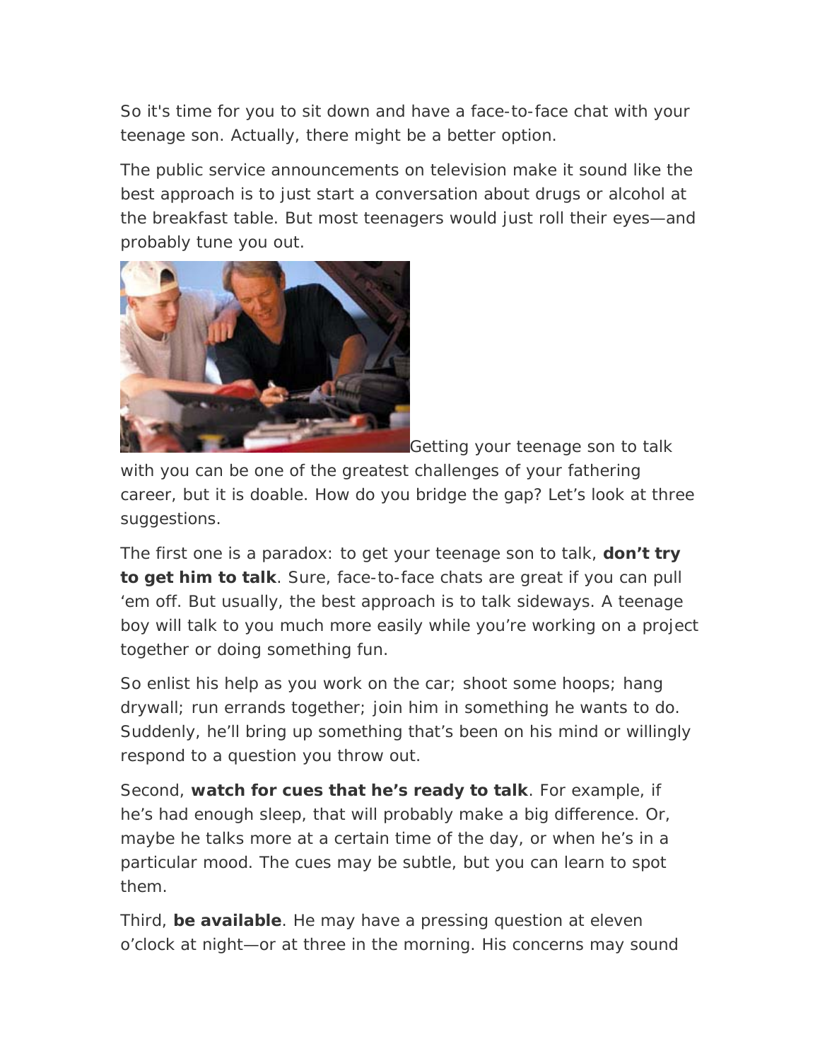So it's time for you to sit down and have a face-to-face chat with your teenage son. Actually, there might be a better option.

The public service announcements on television make it sound like the best approach is to just start a conversation about drugs or alcohol at the breakfast table. But most teenagers would just roll their eyes—and probably tune you out.

Getting your teenage son to talk with you can be one of the greatest challenges of your fathering career, but it is doable. How do you bridge the gap? Let's look at three suggestions.

The first one is a paradox: to get your teenage son to talk, **don't try to get him to talk**. Sure, face-to-face chats are great if you can pull 'em off. But usually, the best approach is to talk sideways. A teenage boy will talk to you much more easily while you're working on a project together or doing something fun.

So enlist his help as you work on the car; shoot some hoops; hang drywall; run errands together; join him in something he wants to do. Suddenly, he'll bring up something that's been on his mind or willingly respond to a question you throw out.

Second, **watch for cues that he's ready to talk**. For example, if he's had enough sleep, that will probably make a big difference. Or, maybe he talks more at a certain time of the day, or when he's in a particular mood. The cues may be subtle, but you can learn to spot them.

Third, **be available**. He may have a pressing question at eleven o'clock at night—or at three in the morning. His concerns may sound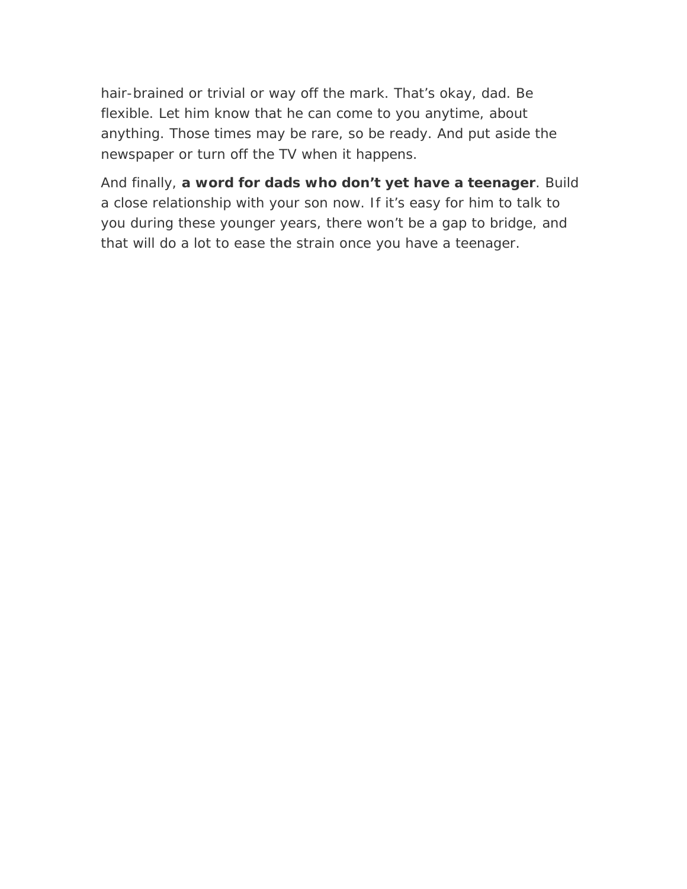hair-brained or trivial or way off the mark. That's okay, dad. Be flexible. Let him know that he can come to you anytime, about anything. Those times may be rare, so be ready. And put aside the newspaper or turn off the TV when it happens.

And finally, **a word for dads who don't yet have a teenager**. Build a close relationship with your son now. If it's easy for him to talk to you during these younger years, there won't be a gap to bridge, and that will do a lot to ease the strain once you have a teenager.